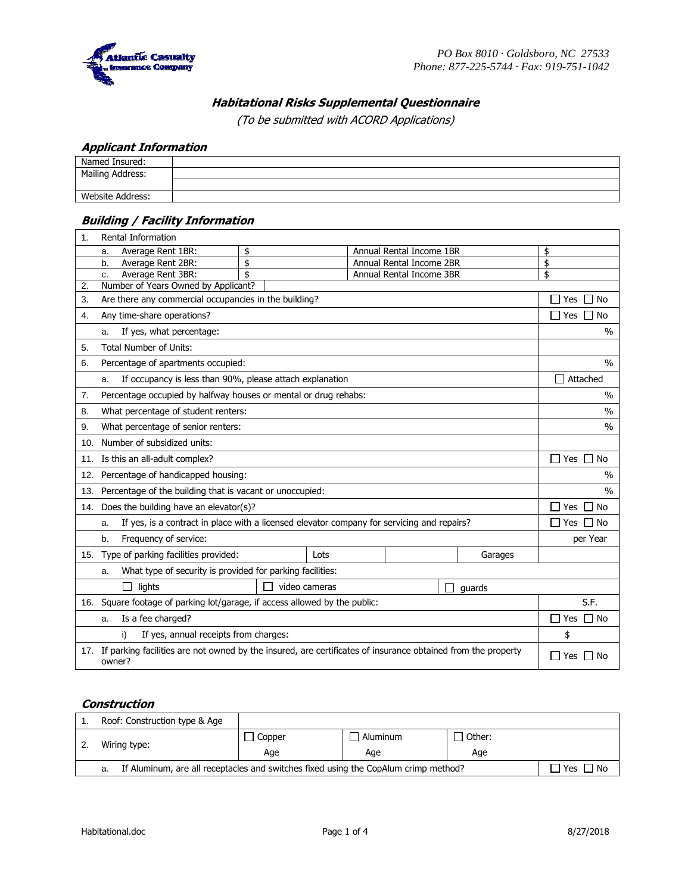PO Box 8010 · Goldsboro, NC 27533
Phone: 877-225-5744 · Fax: 919-751-1042

## *Habitational Risks Supplemental Questionnaire*

*(To be submitted with ACORD Applications)*

### *Applicant Information*

| | |
|---|---|
| Named Insured: | |
| Mailing Address: | |
| | |
| Website Address: | |

### *Building / Facility Information*

| | | | |
|---|---|---|---|
| 1. Rental Information | | | |
| a. Average Rent 1BR: | $ | Annual Rental Income 1BR | $ |
| b. Average Rent 2BR: | $ | Annual Rental Income 2BR | $ |
| c. Average Rent 3BR: | $ | Annual Rental Income 3BR | $ |
| 2. Number of Years Owned by Applicant? | | | |

| | |
|---|---|
| 3. Are there any commercial occupancies in the building? | ☐ Yes ☐ No |
| 4. Any time-share operations? | ☐ Yes ☐ No |
| a. If yes, what percentage: | % |
| 5. Total Number of Units: | |
| 6. Percentage of apartments occupied: | % |
| a. If occupancy is less than 90%, please attach explanation | ☐ Attached |
| 7. Percentage occupied by halfway houses or mental or drug rehabs: | % |
| 8. What percentage of student renters: | % |
| 9. What percentage of senior renters: | % |
| 10. Number of subsidized units: | |
| 11. Is this an all-adult complex? | ☐ Yes ☐ No |
| 12. Percentage of handicapped housing: | % |
| 13. Percentage of the building that is vacant or unoccupied: | % |
| 14. Does the building have an elevator(s)? | ☐ Yes ☐ No |
| a. If yes, is a contract in place with a licensed elevator company for servicing and repairs? | ☐ Yes ☐ No |
| b. Frequency of service: | per Year |
| 15. Type of parking facilities provided: Lots ____ Garages ____ | |
| a. What type of security is provided for parking facilities: | |
| ☐ lights ☐ video cameras ☐ guards | |
| 16. Square footage of parking lot/garage, if access allowed by the public: | S.F. |
| a. Is a fee charged? | ☐ Yes ☐ No |
| i) If yes, annual receipts from charges: | $ |
| 17. If parking facilities are not owned by the insured, are certificates of insurance obtained from the property owner? | ☐ Yes ☐ No |

### *Construction*

| | | | |
|---|---|---|---|
| 1. Roof: Construction type & Age | | | |
| 2. Wiring type: | ☐ Copper<br>Age | ☐ Aluminum<br>Age | ☐ Other:<br>Age |
| a. If Aluminum, are all receptacles and switches fixed using the CopAlum crimp method? | | | ☐ Yes ☐ No |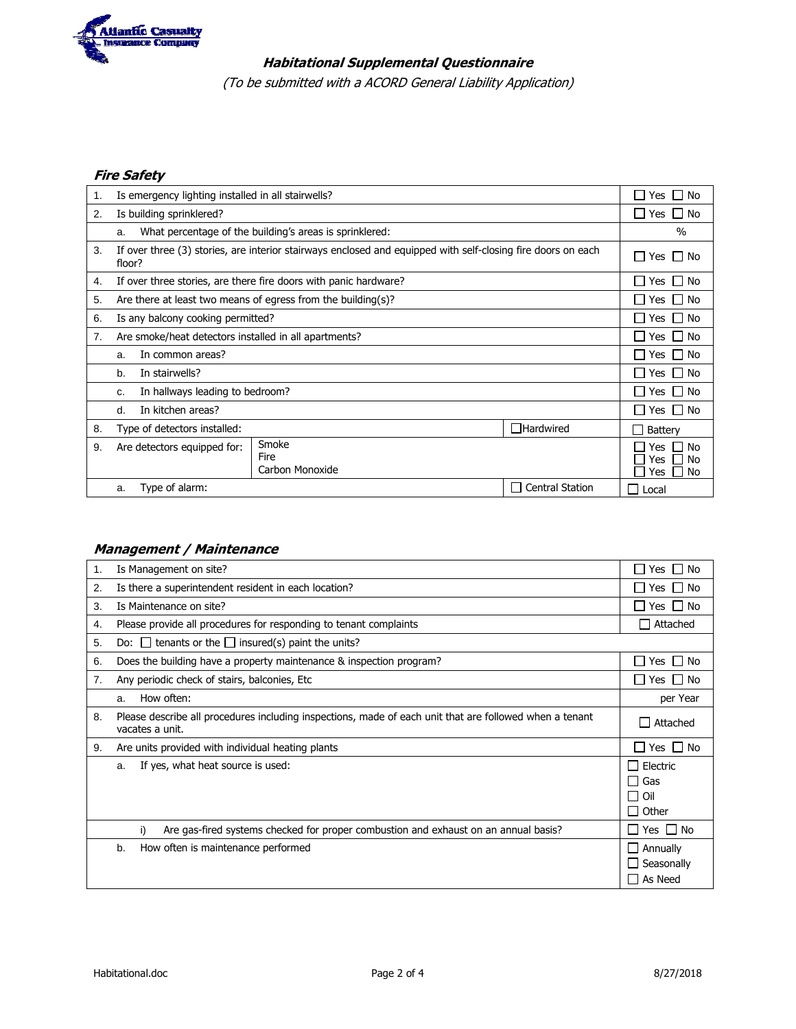Atlantic Casualty Insurance Company

## *Habitational Supplemental Questionnaire*

*(To be submitted with a ACORD General Liability Application)*

### *Fire Safety*

| | | | |
|---|---|---|---|
| 1. | Is emergency lighting installed in all stairwells? | | ☐ Yes ☐ No |
| 2. | Is building sprinklered? | | ☐ Yes ☐ No |
| | a. What percentage of the building's areas is sprinklered: | | % |
| 3. | If over three (3) stories, are interior stairways enclosed and equipped with self-closing fire doors on each floor? | | ☐ Yes ☐ No |
| 4. | If over three stories, are there fire doors with panic hardware? | | ☐ Yes ☐ No |
| 5. | Are there at least two means of egress from the building(s)? | | ☐ Yes ☐ No |
| 6. | Is any balcony cooking permitted? | | ☐ Yes ☐ No |
| 7. | Are smoke/heat detectors installed in all apartments? | | ☐ Yes ☐ No |
| | a. In common areas? | | ☐ Yes ☐ No |
| | b. In stairwells? | | ☐ Yes ☐ No |
| | c. In hallways leading to bedroom? | | ☐ Yes ☐ No |
| | d. In kitchen areas? | | ☐ Yes ☐ No |
| 8. | Type of detectors installed: | ☐Hardwired | ☐ Battery |
| 9. | Are detectors equipped for: Smoke<br>Fire<br>Carbon Monoxide | | ☐ Yes ☐ No<br>☐ Yes ☐ No<br>☐ Yes ☐ No |
| | a. Type of alarm: | ☐ Central Station | ☐ Local |

### *Management / Maintenance*

| | | |
|---|---|---|
| 1. | Is Management on site? | ☐ Yes ☐ No |
| 2. | Is there a superintendent resident in each location? | ☐ Yes ☐ No |
| 3. | Is Maintenance on site? | ☐ Yes ☐ No |
| 4. | Please provide all procedures for responding to tenant complaints | ☐ Attached |
| 5. | Do: ☐ tenants or the ☐ insured(s) paint the units? | |
| 6. | Does the building have a property maintenance & inspection program? | ☐ Yes ☐ No |
| 7. | Any periodic check of stairs, balconies, Etc | ☐ Yes ☐ No |
| | a. How often: | per Year |
| 8. | Please describe all procedures including inspections, made of each unit that are followed when a tenant vacates a unit. | ☐ Attached |
| 9. | Are units provided with individual heating plants | ☐ Yes ☐ No |
| | a. If yes, what heat source is used: | ☐ Electric<br>☐ Gas<br>☐ Oil<br>☐ Other |
| | i) Are gas-fired systems checked for proper combustion and exhaust on an annual basis? | ☐ Yes ☐ No |
| | b. How often is maintenance performed | ☐ Annually<br>☐ Seasonally<br>☐ As Need |

Habitational.doc 8/27/2018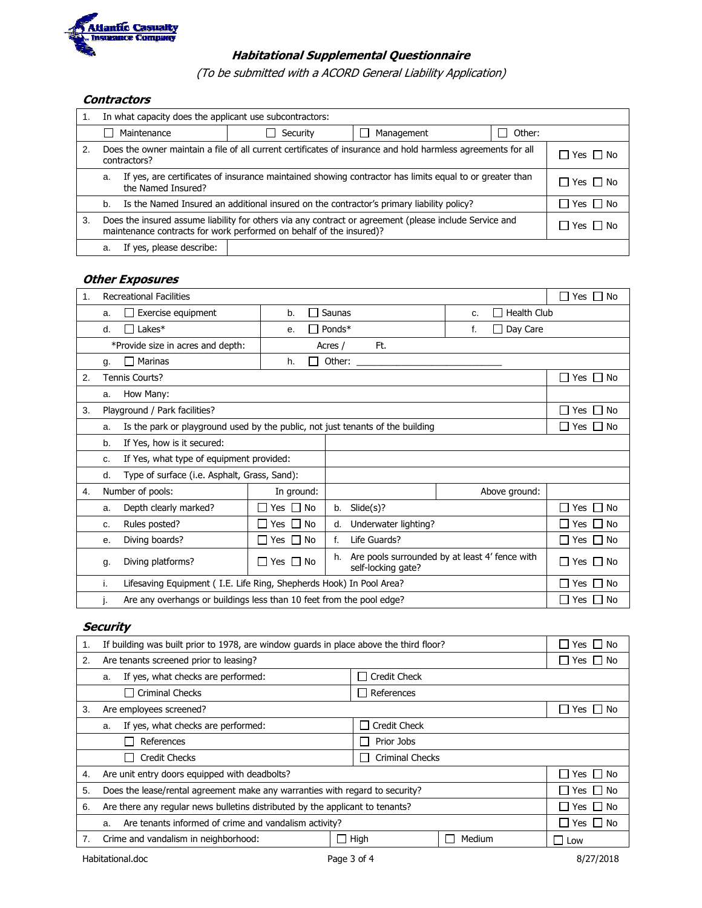# Habitational Supplemental Questionnaire

*(To be submitted with a ACORD General Liability Application)*

## Contractors

| | | | | | |
|---|---|---|---|---|---|
| 1. | In what capacity does the applicant use subcontractors: | | | | |
| | ☐ Maintenance | ☐ Security | ☐ Management | ☐ Other: | |
| 2. | Does the owner maintain a file of all current certificates of insurance and hold harmless agreements for all contractors? | | | | ☐ Yes ☐ No |
| | a. If yes, are certificates of insurance maintained showing contractor has limits equal to or greater than the Named Insured? | | | | ☐ Yes ☐ No |
| | b. Is the Named Insured an additional insured on the contractor's primary liability policy? | | | | ☐ Yes ☐ No |
| 3. | Does the insured assume liability for others via any contract or agreement (please include Service and maintenance contracts for work performed on behalf of the insured)? | | | | ☐ Yes ☐ No |
| | a. If yes, please describe: | | | | |

## Other Exposures

| | | | | |
|---|---|---|---|---|
| 1. | Recreational Facilities | | | ☐ Yes ☐ No |
| | a. ☐ Exercise equipment | b. ☐ Saunas | c. ☐ Health Club | |
| | d. ☐ Lakes* | e. ☐ Ponds* | f. ☐ Day Care | |
| | *Provide size in acres and depth: | Acres / Ft. | | |
| | g. ☐ Marinas | h. ☐ Other: ____________________ | | |
| 2. | Tennis Courts? | | | ☐ Yes ☐ No |
| | a. How Many: | | | |
| 3. | Playground / Park facilities? | | | ☐ Yes ☐ No |
| | a. Is the park or playground used by the public, not just tenants of the building | | | ☐ Yes ☐ No |
| | b. If Yes, how is it secured: | | | |
| | c. If Yes, what type of equipment provided: | | | |
| | d. Type of surface (i.e. Asphalt, Grass, Sand): | | | |

| | | | | | |
|---|---|---|---|---|---|
| 4. | Number of pools: | In ground: | | Above ground: | |
| | a. Depth clearly marked? | ☐ Yes ☐ No | b. Slide(s)? | | ☐ Yes ☐ No |
| | c. Rules posted? | ☐ Yes ☐ No | d. Underwater lighting? | | ☐ Yes ☐ No |
| | e. Diving boards? | ☐ Yes ☐ No | f. Life Guards? | | ☐ Yes ☐ No |
| | g. Diving platforms? | ☐ Yes ☐ No | h. Are pools surrounded by at least 4' fence with self-locking gate? | | ☐ Yes ☐ No |
| | i. Lifesaving Equipment ( I.E. Life Ring, Shepherds Hook) In Pool Area? | | | | ☐ Yes ☐ No |
| | j. Are any overhangs or buildings less than 10 feet from the pool edge? | | | | ☐ Yes ☐ No |

## Security

| | | | | |
|---|---|---|---|---|
| 1. | If building was built prior to 1978, are window guards in place above the third floor? | | | ☐ Yes ☐ No |
| 2. | Are tenants screened prior to leasing? | | | ☐ Yes ☐ No |
| | a. If yes, what checks are performed: | ☐ Credit Check | | |
| | ☐ Criminal Checks | ☐ References | | |
| 3. | Are employees screened? | | | ☐ Yes ☐ No |
| | a. If yes, what checks are performed: | ☐ Credit Check | | |
| | ☐ References | ☐ Prior Jobs | | |
| | ☐ Credit Checks | ☐ Criminal Checks | | |
| 4. | Are unit entry doors equipped with deadbolts? | | | ☐ Yes ☐ No |
| 5. | Does the lease/rental agreement make any warranties with regard to security? | | | ☐ Yes ☐ No |
| 6. | Are there any regular news bulletins distributed by the applicant to tenants? | | | ☐ Yes ☐ No |
| | a. Are tenants informed of crime and vandalism activity? | | | ☐ Yes ☐ No |
| 7. | Crime and vandalism in neighborhood: | ☐ High | ☐ Medium | ☐ Low |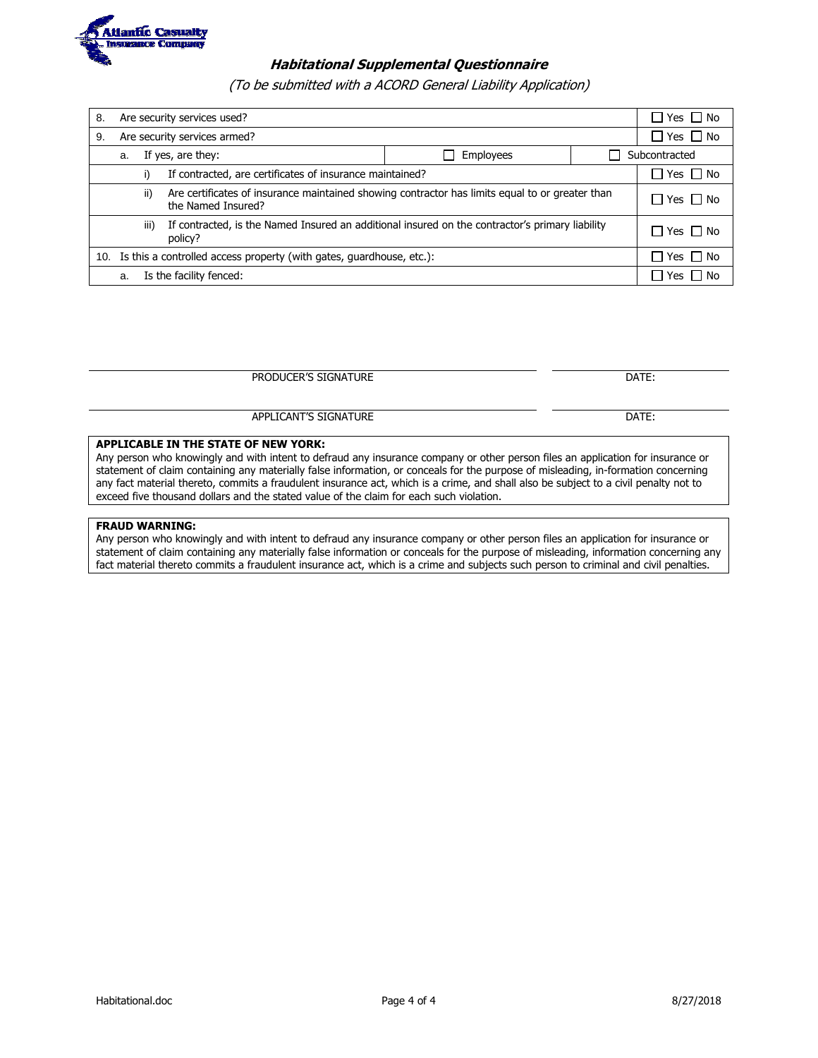## Habitational Supplemental Questionnaire

*(To be submitted with a ACORD General Liability Application)*

| | | | | |
|---|---|---|---|---|
| 8. | Are security services used? | | | ☐ Yes ☐ No |
| 9. | Are security services armed? | | | ☐ Yes ☐ No |
| | a. If yes, are they: | ☐ Employees | | ☐ Subcontracted |
| | i) If contracted, are certificates of insurance maintained? | | | ☐ Yes ☐ No |
| | ii) Are certificates of insurance maintained showing contractor has limits equal to or greater than the Named Insured? | | | ☐ Yes ☐ No |
| | iii) If contracted, is the Named Insured an additional insured on the contractor's primary liability policy? | | | ☐ Yes ☐ No |
| 10. | Is this a controlled access property (with gates, guardhouse, etc.): | | | ☐ Yes ☐ No |
| | a. Is the facility fenced: | | | ☐ Yes ☐ No |

PRODUCER'S SIGNATURE _______________ DATE: _______________

APPLICANT'S SIGNATURE _______________ DATE: _______________

**APPLICABLE IN THE STATE OF NEW YORK:**
Any person who knowingly and with intent to defraud any insurance company or other person files an application for insurance or statement of claim containing any materially false information, or conceals for the purpose of misleading, in-formation concerning any fact material thereto, commits a fraudulent insurance act, which is a crime, and shall also be subject to a civil penalty not to exceed five thousand dollars and the stated value of the claim for each such violation.

**FRAUD WARNING:**
Any person who knowingly and with intent to defraud any insurance company or other person files an application for insurance or statement of claim containing any materially false information or conceals for the purpose of misleading, information concerning any fact material thereto commits a fraudulent insurance act, which is a crime and subjects such person to criminal and civil penalties.